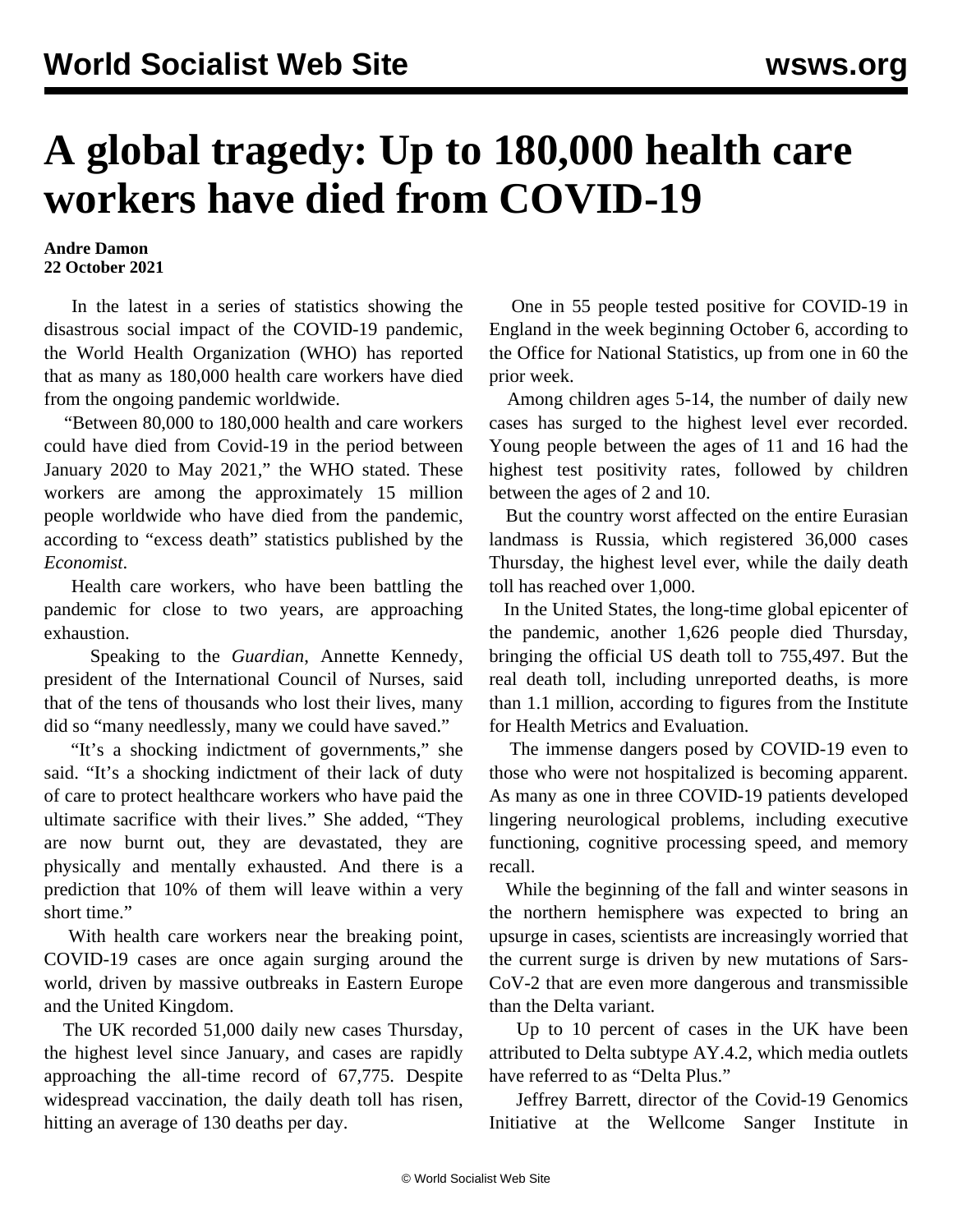# A global tragedy: Up to 180,000 health care workers have died from COVID-19

**Andre Damon**
**22 October 2021**

In the latest in a series of statistics showing the disastrous social impact of the COVID-19 pandemic, the World Health Organization (WHO) has reported that as many as 180,000 health care workers have died from the ongoing pandemic worldwide.

"Between 80,000 to 180,000 health and care workers could have died from Covid-19 in the period between January 2020 to May 2021," the WHO stated. These workers are among the approximately 15 million people worldwide who have died from the pandemic, according to "excess death" statistics published by the *Economist*.

Health care workers, who have been battling the pandemic for close to two years, are approaching exhaustion.

Speaking to the *Guardian*, Annette Kennedy, president of the International Council of Nurses, said that of the tens of thousands who lost their lives, many did so "many needlessly, many we could have saved."

"It's a shocking indictment of governments," she said. "It's a shocking indictment of their lack of duty of care to protect healthcare workers who have paid the ultimate sacrifice with their lives." She added, "They are now burnt out, they are devastated, they are physically and mentally exhausted. And there is a prediction that 10% of them will leave within a very short time."

With health care workers near the breaking point, COVID-19 cases are once again surging around the world, driven by massive outbreaks in Eastern Europe and the United Kingdom.

The UK recorded 51,000 daily new cases Thursday, the highest level since January, and cases are rapidly approaching the all-time record of 67,775. Despite widespread vaccination, the daily death toll has risen, hitting an average of 130 deaths per day.

One in 55 people tested positive for COVID-19 in England in the week beginning October 6, according to the Office for National Statistics, up from one in 60 the prior week.

Among children ages 5-14, the number of daily new cases has surged to the highest level ever recorded. Young people between the ages of 11 and 16 had the highest test positivity rates, followed by children between the ages of 2 and 10.

But the country worst affected on the entire Eurasian landmass is Russia, which registered 36,000 cases Thursday, the highest level ever, while the daily death toll has reached over 1,000.

In the United States, the long-time global epicenter of the pandemic, another 1,626 people died Thursday, bringing the official US death toll to 755,497. But the real death toll, including unreported deaths, is more than 1.1 million, according to figures from the Institute for Health Metrics and Evaluation.

The immense dangers posed by COVID-19 even to those who were not hospitalized is becoming apparent. As many as one in three COVID-19 patients developed lingering neurological problems, including executive functioning, cognitive processing speed, and memory recall.

While the beginning of the fall and winter seasons in the northern hemisphere was expected to bring an upsurge in cases, scientists are increasingly worried that the current surge is driven by new mutations of Sars-CoV-2 that are even more dangerous and transmissible than the Delta variant.

Up to 10 percent of cases in the UK have been attributed to Delta subtype AY.4.2, which media outlets have referred to as "Delta Plus."

Jeffrey Barrett, director of the Covid-19 Genomics Initiative at the Wellcome Sanger Institute in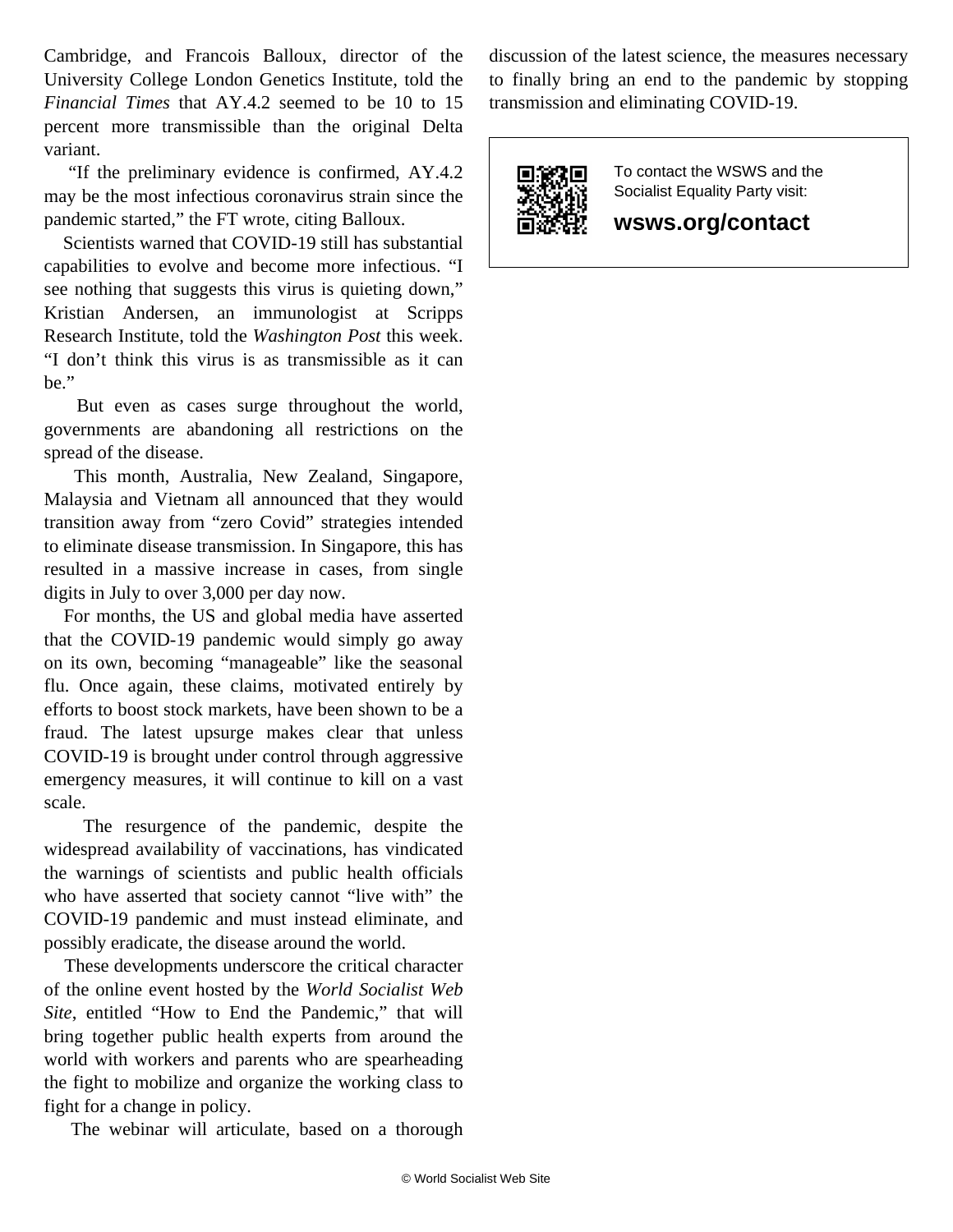Cambridge, and Francois Balloux, director of the University College London Genetics Institute, told the *Financial Times* that AY.4.2 seemed to be 10 to 15 percent more transmissible than the original Delta variant.

"If the preliminary evidence is confirmed, AY.4.2 may be the most infectious coronavirus strain since the pandemic started," the FT wrote, citing Balloux.

Scientists warned that COVID-19 still has substantial capabilities to evolve and become more infectious. "I see nothing that suggests this virus is quieting down," Kristian Andersen, an immunologist at Scripps Research Institute, told the *Washington Post* this week. "I don't think this virus is as transmissible as it can be."

But even as cases surge throughout the world, governments are abandoning all restrictions on the spread of the disease.

This month, Australia, New Zealand, Singapore, Malaysia and Vietnam all announced that they would transition away from "zero Covid" strategies intended to eliminate disease transmission. In Singapore, this has resulted in a massive increase in cases, from single digits in July to over 3,000 per day now.

For months, the US and global media have asserted that the COVID-19 pandemic would simply go away on its own, becoming "manageable" like the seasonal flu. Once again, these claims, motivated entirely by efforts to boost stock markets, have been shown to be a fraud. The latest upsurge makes clear that unless COVID-19 is brought under control through aggressive emergency measures, it will continue to kill on a vast scale.

The resurgence of the pandemic, despite the widespread availability of vaccinations, has vindicated the warnings of scientists and public health officials who have asserted that society cannot "live with" the COVID-19 pandemic and must instead eliminate, and possibly eradicate, the disease around the world.

These developments underscore the critical character of the online event hosted by the *World Socialist Web Site*, entitled "How to End the Pandemic," that will bring together public health experts from around the world with workers and parents who are spearheading the fight to mobilize and organize the working class to fight for a change in policy.

The webinar will articulate, based on a thorough discussion of the latest science, the measures necessary to finally bring an end to the pandemic by stopping transmission and eliminating COVID-19.

To contact the WSWS and the Socialist Equality Party visit:

**wsws.org/contact**